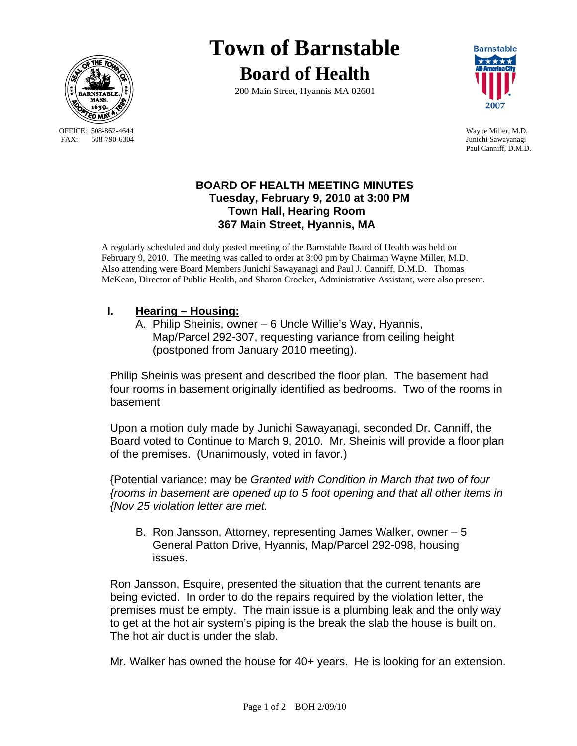# Town of Barnstable

## Board of Health

200 Main Street, Hyannis MA 02601

OFFICE: 508-862-4644
FAX: 508-790-6304

Wayne Miller, M.D.
Junichi Sawayanagi
Paul Canniff, D.M.D.

### BOARD OF HEALTH MEETING MINUTES
**Tuesday, February 9, 2010 at 3:00 PM**
**Town Hall, Hearing Room**
**367 Main Street, Hyannis, MA**

A regularly scheduled and duly posted meeting of the Barnstable Board of Health was held on February 9, 2010. The meeting was called to order at 3:00 pm by Chairman Wayne Miller, M.D. Also attending were Board Members Junichi Sawayanagi and Paul J. Canniff, D.M.D. Thomas McKean, Director of Public Health, and Sharon Crocker, Administrative Assistant, were also present.

## I. Hearing – Housing:

A. Philip Sheinis, owner – 6 Uncle Willie's Way, Hyannis, Map/Parcel 292-307, requesting variance from ceiling height (postponed from January 2010 meeting).

Philip Sheinis was present and described the floor plan. The basement had four rooms in basement originally identified as bedrooms. Two of the rooms in basement

Upon a motion duly made by Junichi Sawayanagi, seconded Dr. Canniff, the Board voted to Continue to March 9, 2010. Mr. Sheinis will provide a floor plan of the premises. (Unanimously, voted in favor.)

{Potential variance: may be *Granted with Condition in March that two of four {rooms in basement are opened up to 5 foot opening and that all other items in {Nov 25 violation letter are met.*

B. Ron Jansson, Attorney, representing James Walker, owner – 5 General Patton Drive, Hyannis, Map/Parcel 292-098, housing issues.

Ron Jansson, Esquire, presented the situation that the current tenants are being evicted. In order to do the repairs required by the violation letter, the premises must be empty. The main issue is a plumbing leak and the only way to get at the hot air system's piping is the break the slab the house is built on. The hot air duct is under the slab.

Mr. Walker has owned the house for 40+ years. He is looking for an extension.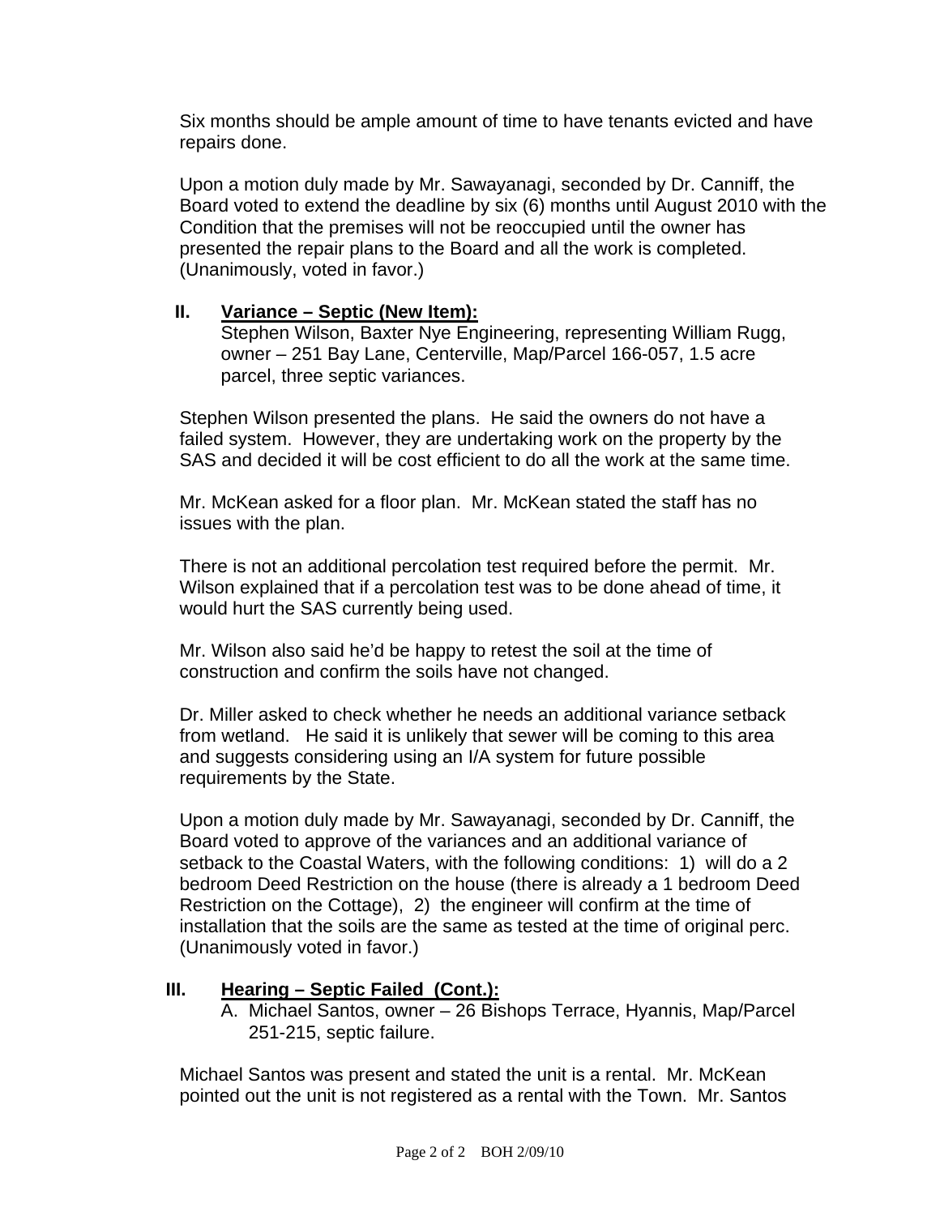Six months should be ample amount of time to have tenants evicted and have repairs done.

Upon a motion duly made by Mr. Sawayanagi, seconded by Dr. Canniff, the Board voted to extend the deadline by six (6) months until August 2010 with the Condition that the premises will not be reoccupied until the owner has presented the repair plans to the Board and all the work is completed. (Unanimously, voted in favor.)

**II. Variance – Septic (New Item):**

Stephen Wilson, Baxter Nye Engineering, representing William Rugg, owner – 251 Bay Lane, Centerville, Map/Parcel 166-057, 1.5 acre parcel, three septic variances.

Stephen Wilson presented the plans. He said the owners do not have a failed system. However, they are undertaking work on the property by the SAS and decided it will be cost efficient to do all the work at the same time.

Mr. McKean asked for a floor plan. Mr. McKean stated the staff has no issues with the plan.

There is not an additional percolation test required before the permit. Mr. Wilson explained that if a percolation test was to be done ahead of time, it would hurt the SAS currently being used.

Mr. Wilson also said he'd be happy to retest the soil at the time of construction and confirm the soils have not changed.

Dr. Miller asked to check whether he needs an additional variance setback from wetland. He said it is unlikely that sewer will be coming to this area and suggests considering using an I/A system for future possible requirements by the State.

Upon a motion duly made by Mr. Sawayanagi, seconded by Dr. Canniff, the Board voted to approve of the variances and an additional variance of setback to the Coastal Waters, with the following conditions: 1) will do a 2 bedroom Deed Restriction on the house (there is already a 1 bedroom Deed Restriction on the Cottage), 2) the engineer will confirm at the time of installation that the soils are the same as tested at the time of original perc. (Unanimously voted in favor.)

**III. Hearing – Septic Failed (Cont.):**

A. Michael Santos, owner – 26 Bishops Terrace, Hyannis, Map/Parcel 251-215, septic failure.

Michael Santos was present and stated the unit is a rental. Mr. McKean pointed out the unit is not registered as a rental with the Town. Mr. Santos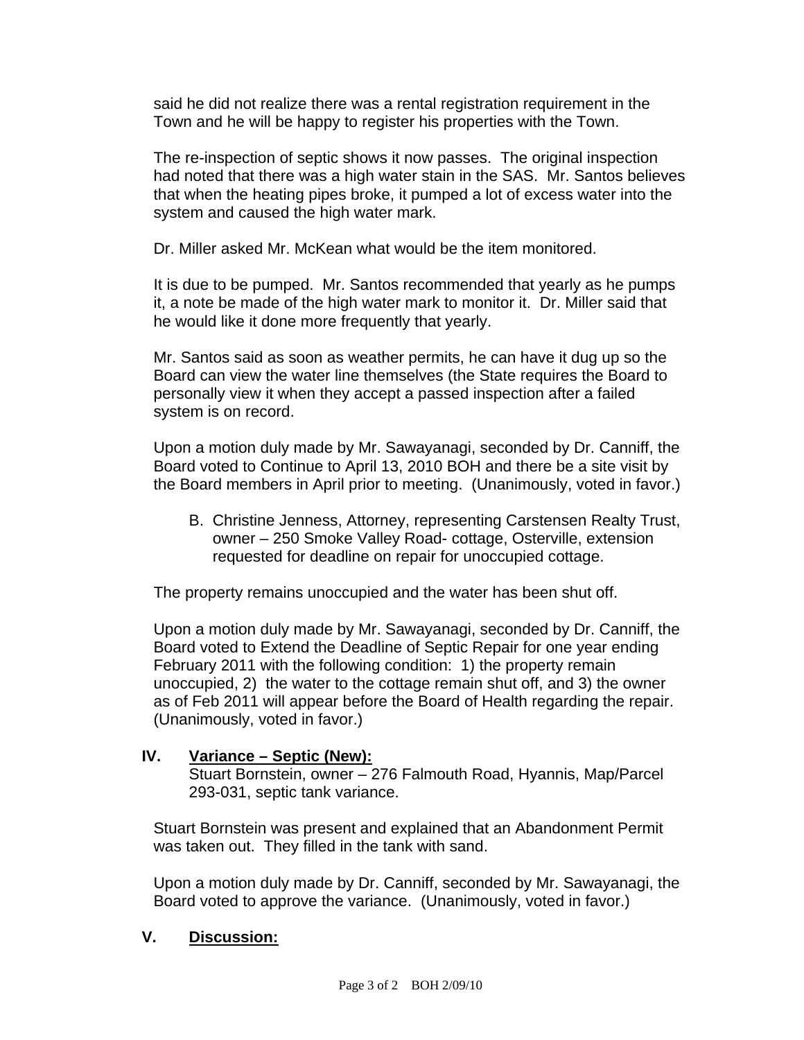said he did not realize there was a rental registration requirement in the Town and he will be happy to register his properties with the Town.

The re-inspection of septic shows it now passes. The original inspection had noted that there was a high water stain in the SAS. Mr. Santos believes that when the heating pipes broke, it pumped a lot of excess water into the system and caused the high water mark.

Dr. Miller asked Mr. McKean what would be the item monitored.

It is due to be pumped. Mr. Santos recommended that yearly as he pumps it, a note be made of the high water mark to monitor it. Dr. Miller said that he would like it done more frequently that yearly.

Mr. Santos said as soon as weather permits, he can have it dug up so the Board can view the water line themselves (the State requires the Board to personally view it when they accept a passed inspection after a failed system is on record.

Upon a motion duly made by Mr. Sawayanagi, seconded by Dr. Canniff, the Board voted to Continue to April 13, 2010 BOH and there be a site visit by the Board members in April prior to meeting. (Unanimously, voted in favor.)

B. Christine Jenness, Attorney, representing Carstensen Realty Trust, owner – 250 Smoke Valley Road- cottage, Osterville, extension requested for deadline on repair for unoccupied cottage.

The property remains unoccupied and the water has been shut off.

Upon a motion duly made by Mr. Sawayanagi, seconded by Dr. Canniff, the Board voted to Extend the Deadline of Septic Repair for one year ending February 2011 with the following condition: 1) the property remain unoccupied, 2) the water to the cottage remain shut off, and 3) the owner as of Feb 2011 will appear before the Board of Health regarding the repair. (Unanimously, voted in favor.)

## IV. <u>Variance – Septic (New):</u>

Stuart Bornstein, owner – 276 Falmouth Road, Hyannis, Map/Parcel 293-031, septic tank variance.

Stuart Bornstein was present and explained that an Abandonment Permit was taken out. They filled in the tank with sand.

Upon a motion duly made by Dr. Canniff, seconded by Mr. Sawayanagi, the Board voted to approve the variance. (Unanimously, voted in favor.)

## V. <u>Discussion:</u>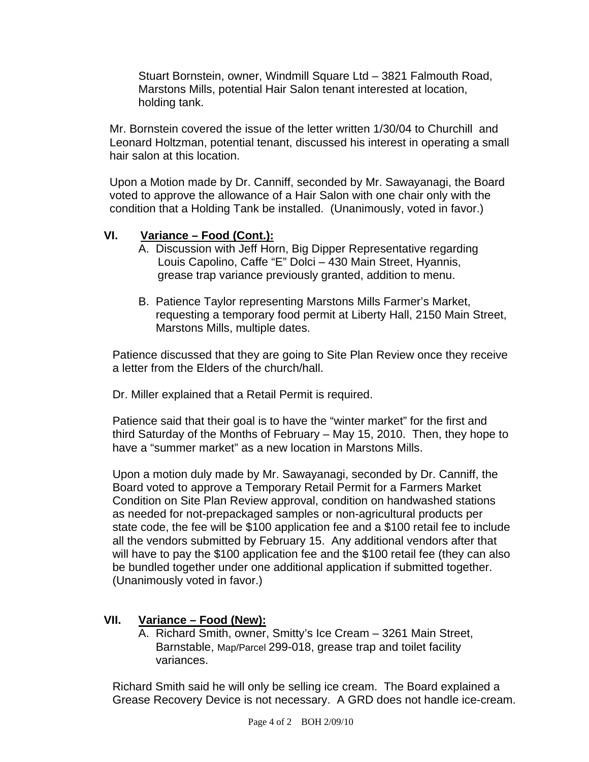Stuart Bornstein, owner, Windmill Square Ltd – 3821 Falmouth Road, Marstons Mills, potential Hair Salon tenant interested at location, holding tank.

Mr. Bornstein covered the issue of the letter written 1/30/04 to Churchill and Leonard Holtzman, potential tenant, discussed his interest in operating a small hair salon at this location.

Upon a Motion made by Dr. Canniff, seconded by Mr. Sawayanagi, the Board voted to approve the allowance of a Hair Salon with one chair only with the condition that a Holding Tank be installed. (Unanimously, voted in favor.)

## VI. <u>Variance – Food (Cont.):</u>

A. Discussion with Jeff Horn, Big Dipper Representative regarding Louis Capolino, Caffe "E" Dolci – 430 Main Street, Hyannis, grease trap variance previously granted, addition to menu.

B. Patience Taylor representing Marstons Mills Farmer's Market, requesting a temporary food permit at Liberty Hall, 2150 Main Street, Marstons Mills, multiple dates.

Patience discussed that they are going to Site Plan Review once they receive a letter from the Elders of the church/hall.

Dr. Miller explained that a Retail Permit is required.

Patience said that their goal is to have the "winter market" for the first and third Saturday of the Months of February – May 15, 2010. Then, they hope to have a "summer market" as a new location in Marstons Mills.

Upon a motion duly made by Mr. Sawayanagi, seconded by Dr. Canniff, the Board voted to approve a Temporary Retail Permit for a Farmers Market Condition on Site Plan Review approval, condition on handwashed stations as needed for not-prepackaged samples or non-agricultural products per state code, the fee will be $100 application fee and a $100 retail fee to include all the vendors submitted by February 15. Any additional vendors after that will have to pay the $100 application fee and the $100 retail fee (they can also be bundled together under one additional application if submitted together. (Unanimously voted in favor.)

## VII. <u>Variance – Food (New):</u>

A. Richard Smith, owner, Smitty's Ice Cream – 3261 Main Street, Barnstable, Map/Parcel 299-018, grease trap and toilet facility variances.

Richard Smith said he will only be selling ice cream. The Board explained a Grease Recovery Device is not necessary. A GRD does not handle ice-cream.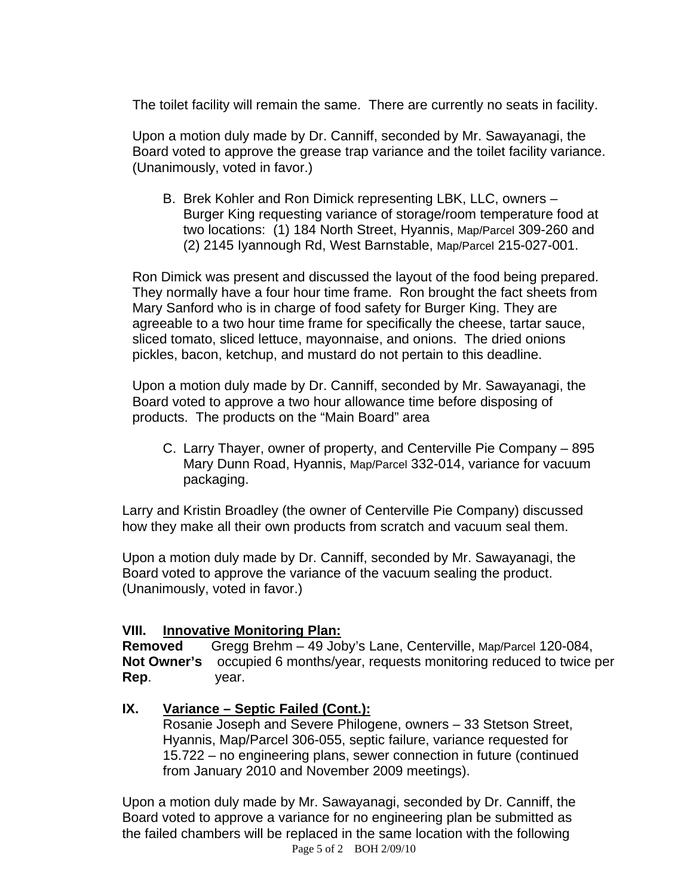The toilet facility will remain the same. There are currently no seats in facility.

Upon a motion duly made by Dr. Canniff, seconded by Mr. Sawayanagi, the Board voted to approve the grease trap variance and the toilet facility variance. (Unanimously, voted in favor.)

B. Brek Kohler and Ron Dimick representing LBK, LLC, owners – Burger King requesting variance of storage/room temperature food at two locations: (1) 184 North Street, Hyannis, Map/Parcel 309-260 and (2) 2145 Iyannough Rd, West Barnstable, Map/Parcel 215-027-001.

Ron Dimick was present and discussed the layout of the food being prepared. They normally have a four hour time frame. Ron brought the fact sheets from Mary Sanford who is in charge of food safety for Burger King. They are agreeable to a two hour time frame for specifically the cheese, tartar sauce, sliced tomato, sliced lettuce, mayonnaise, and onions. The dried onions pickles, bacon, ketchup, and mustard do not pertain to this deadline.

Upon a motion duly made by Dr. Canniff, seconded by Mr. Sawayanagi, the Board voted to approve a two hour allowance time before disposing of products. The products on the "Main Board" area

C. Larry Thayer, owner of property, and Centerville Pie Company – 895 Mary Dunn Road, Hyannis, Map/Parcel 332-014, variance for vacuum packaging.

Larry and Kristin Broadley (the owner of Centerville Pie Company) discussed how they make all their own products from scratch and vacuum seal them.

Upon a motion duly made by Dr. Canniff, seconded by Mr. Sawayanagi, the Board voted to approve the variance of the vacuum sealing the product. (Unanimously, voted in favor.)

## VIII. Innovative Monitoring Plan:

**Removed Not Owner's Rep.** Gregg Brehm – 49 Joby's Lane, Centerville, Map/Parcel 120-084, occupied 6 months/year, requests monitoring reduced to twice per year.

## IX. Variance – Septic Failed (Cont.):

Rosanie Joseph and Severe Philogene, owners – 33 Stetson Street, Hyannis, Map/Parcel 306-055, septic failure, variance requested for 15.722 – no engineering plans, sewer connection in future (continued from January 2010 and November 2009 meetings).

Upon a motion duly made by Mr. Sawayanagi, seconded by Dr. Canniff, the Board voted to approve a variance for no engineering plan be submitted as the failed chambers will be replaced in the same location with the following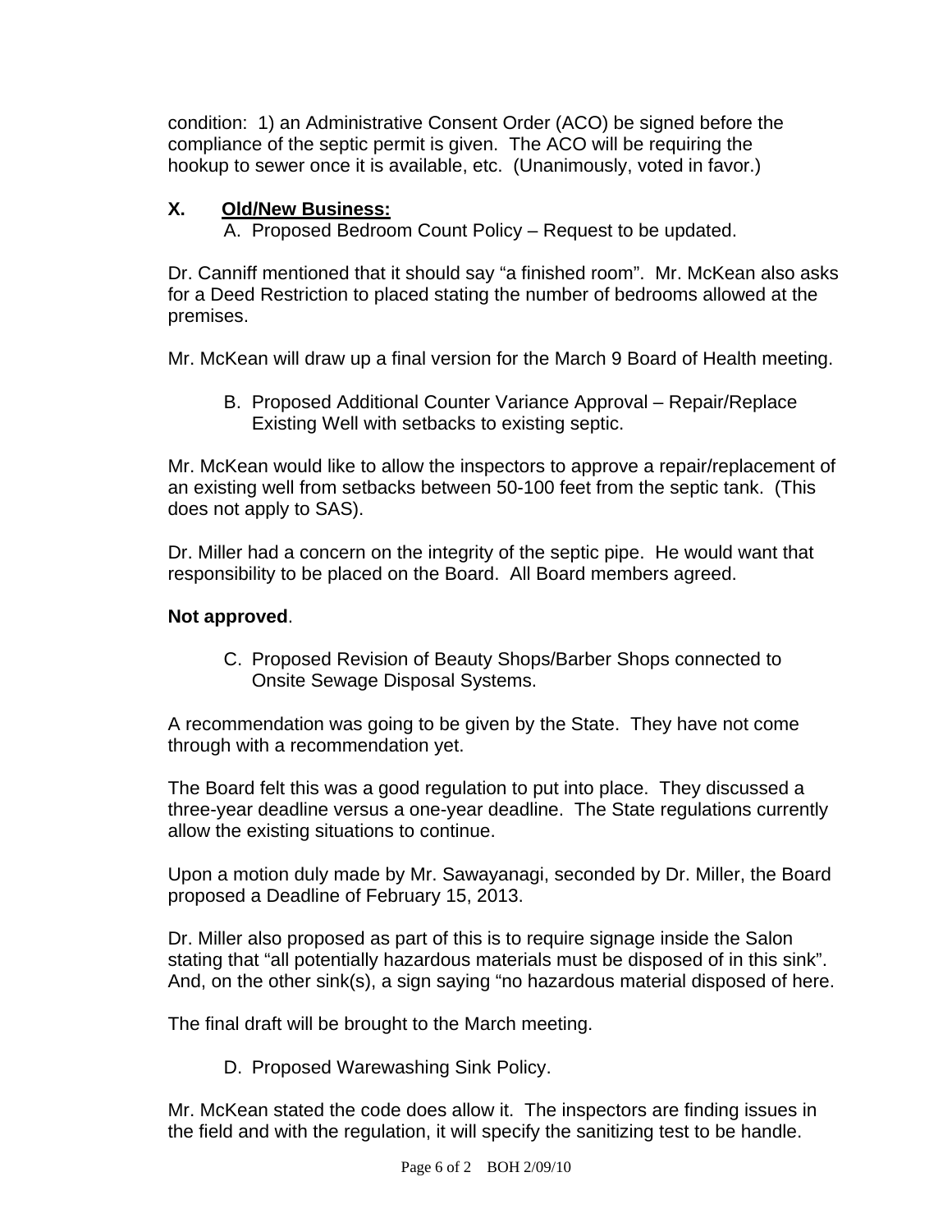condition: 1) an Administrative Consent Order (ACO) be signed before the compliance of the septic permit is given. The ACO will be requiring the hookup to sewer once it is available, etc. (Unanimously, voted in favor.)

## X. Old/New Business:

A. Proposed Bedroom Count Policy – Request to be updated.

Dr. Canniff mentioned that it should say "a finished room". Mr. McKean also asks for a Deed Restriction to placed stating the number of bedrooms allowed at the premises.

Mr. McKean will draw up a final version for the March 9 Board of Health meeting.

B. Proposed Additional Counter Variance Approval – Repair/Replace Existing Well with setbacks to existing septic.

Mr. McKean would like to allow the inspectors to approve a repair/replacement of an existing well from setbacks between 50-100 feet from the septic tank. (This does not apply to SAS).

Dr. Miller had a concern on the integrity of the septic pipe. He would want that responsibility to be placed on the Board. All Board members agreed.

**Not approved**.

C. Proposed Revision of Beauty Shops/Barber Shops connected to Onsite Sewage Disposal Systems.

A recommendation was going to be given by the State. They have not come through with a recommendation yet.

The Board felt this was a good regulation to put into place. They discussed a three-year deadline versus a one-year deadline. The State regulations currently allow the existing situations to continue.

Upon a motion duly made by Mr. Sawayanagi, seconded by Dr. Miller, the Board proposed a Deadline of February 15, 2013.

Dr. Miller also proposed as part of this is to require signage inside the Salon stating that "all potentially hazardous materials must be disposed of in this sink". And, on the other sink(s), a sign saying "no hazardous material disposed of here.

The final draft will be brought to the March meeting.

D. Proposed Warewashing Sink Policy.

Mr. McKean stated the code does allow it. The inspectors are finding issues in the field and with the regulation, it will specify the sanitizing test to be handle.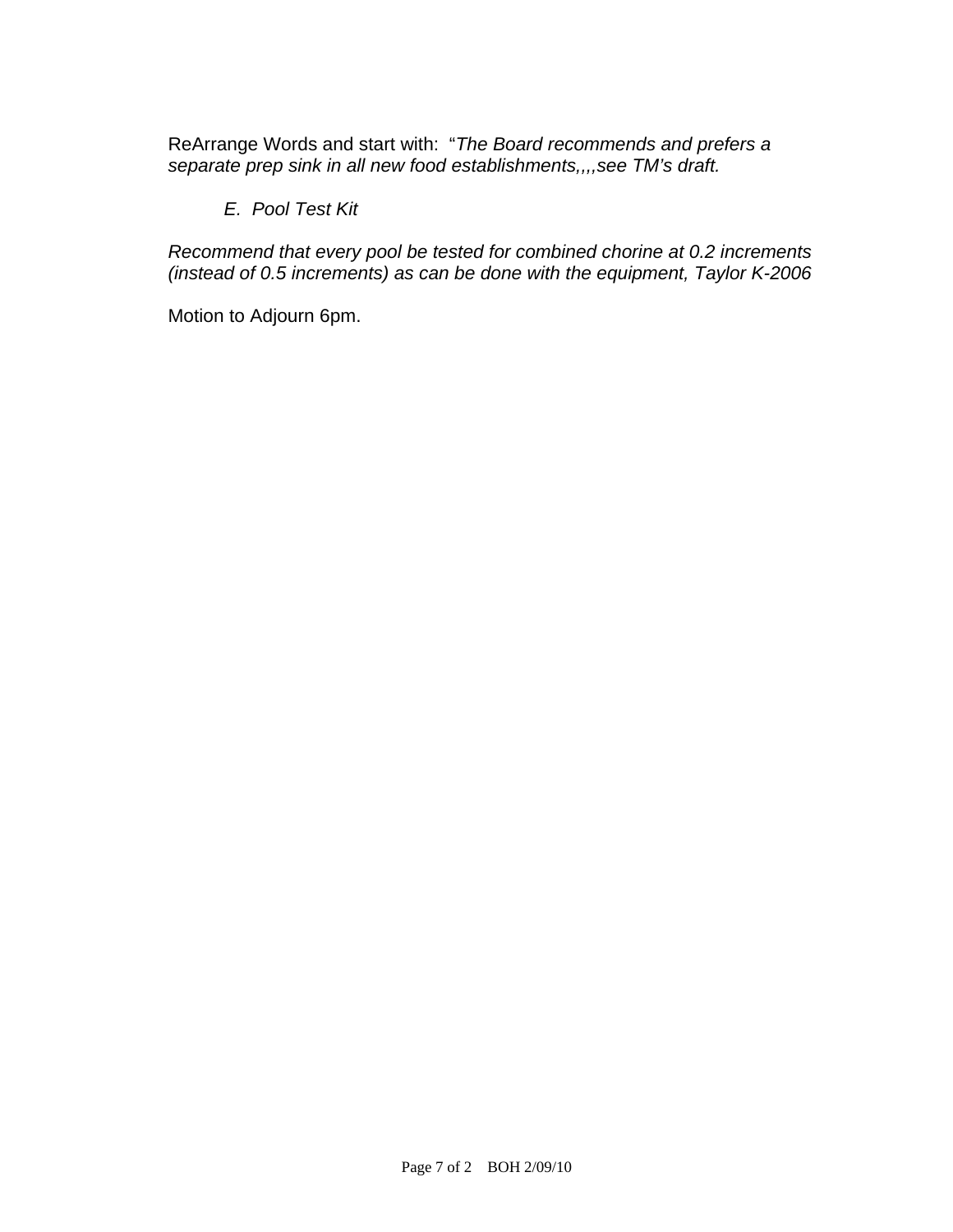ReArrange Words and start with: "*The Board recommends and prefers a separate prep sink in all new food establishments,,,,see TM's draft.*

*E. Pool Test Kit*

*Recommend that every pool be tested for combined chorine at 0.2 increments (instead of 0.5 increments) as can be done with the equipment, Taylor K-2006*

Motion to Adjourn 6pm.